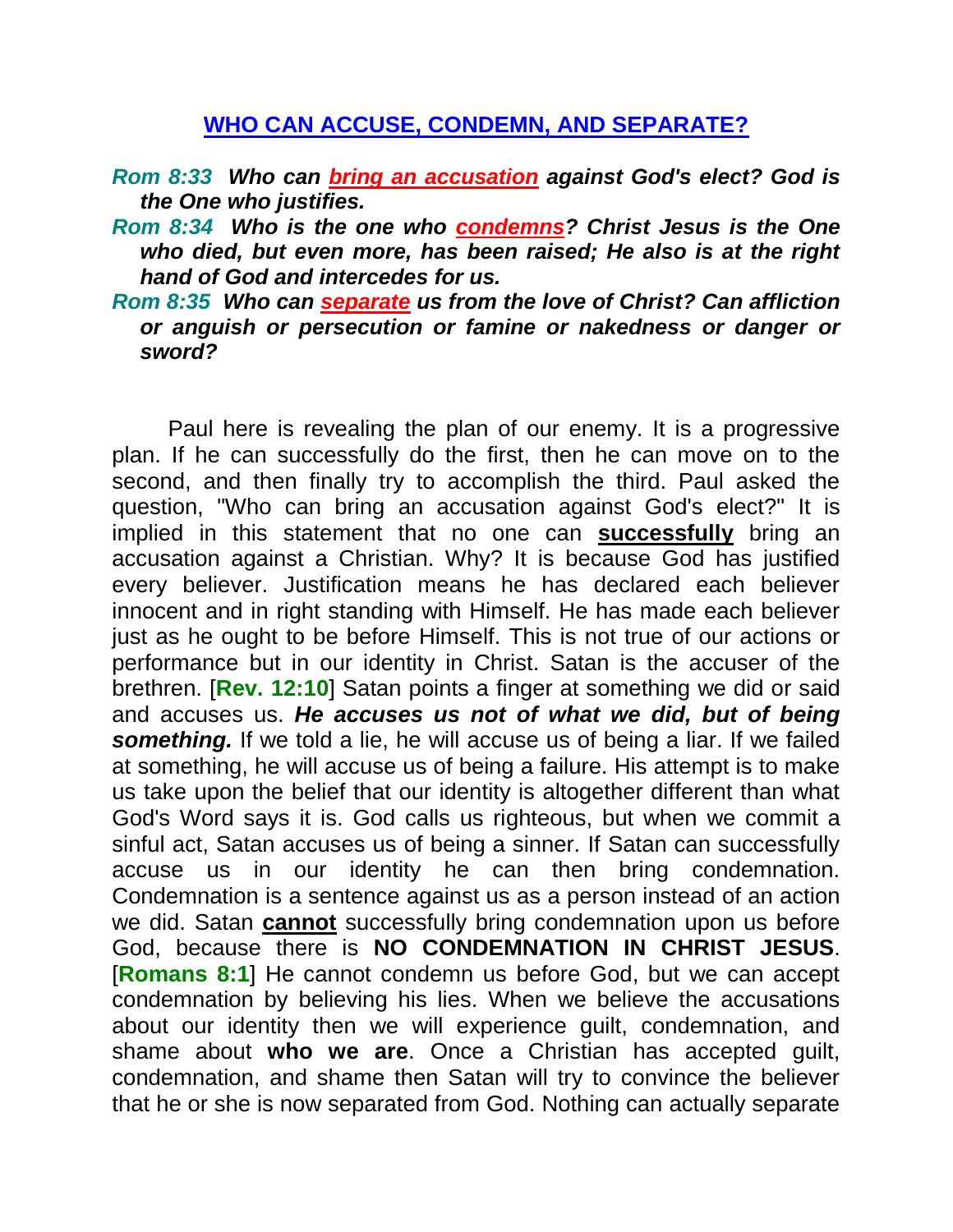## WHO CAN ACCUSE, CONDEMN, AND SEPARATE?

***Rom 8:33*** ***Who can bring an accusation against God's elect? God is the One who justifies.***
***Rom 8:34*** ***Who is the one who condemns? Christ Jesus is the One who died, but even more, has been raised; He also is at the right hand of God and intercedes for us.***
***Rom 8:35*** ***Who can separate us from the love of Christ? Can affliction or anguish or persecution or famine or nakedness or danger or sword?***

Paul here is revealing the plan of our enemy. It is a progressive plan. If he can successfully do the first, then he can move on to the second, and then finally try to accomplish the third. Paul asked the question, "Who can bring an accusation against God's elect?" It is implied in this statement that no one can **successfully** bring an accusation against a Christian. Why? It is because God has justified every believer. Justification means he has declared each believer innocent and in right standing with Himself. He has made each believer just as he ought to be before Himself. This is not true of our actions or performance but in our identity in Christ. Satan is the accuser of the brethren. [**Rev. 12:10**] Satan points a finger at something we did or said and accuses us. ***He accuses us not of what we did, but of being something.*** If we told a lie, he will accuse us of being a liar. If we failed at something, he will accuse us of being a failure. His attempt is to make us take upon the belief that our identity is altogether different than what God's Word says it is. God calls us righteous, but when we commit a sinful act, Satan accuses us of being a sinner. If Satan can successfully accuse us in our identity he can then bring condemnation. Condemnation is a sentence against us as a person instead of an action we did. Satan **cannot** successfully bring condemnation upon us before God, because there is **NO CONDEMNATION IN CHRIST JESUS**. [**Romans 8:1**] He cannot condemn us before God, but we can accept condemnation by believing his lies. When we believe the accusations about our identity then we will experience guilt, condemnation, and shame about **who we are**. Once a Christian has accepted guilt, condemnation, and shame then Satan will try to convince the believer that he or she is now separated from God. Nothing can actually separate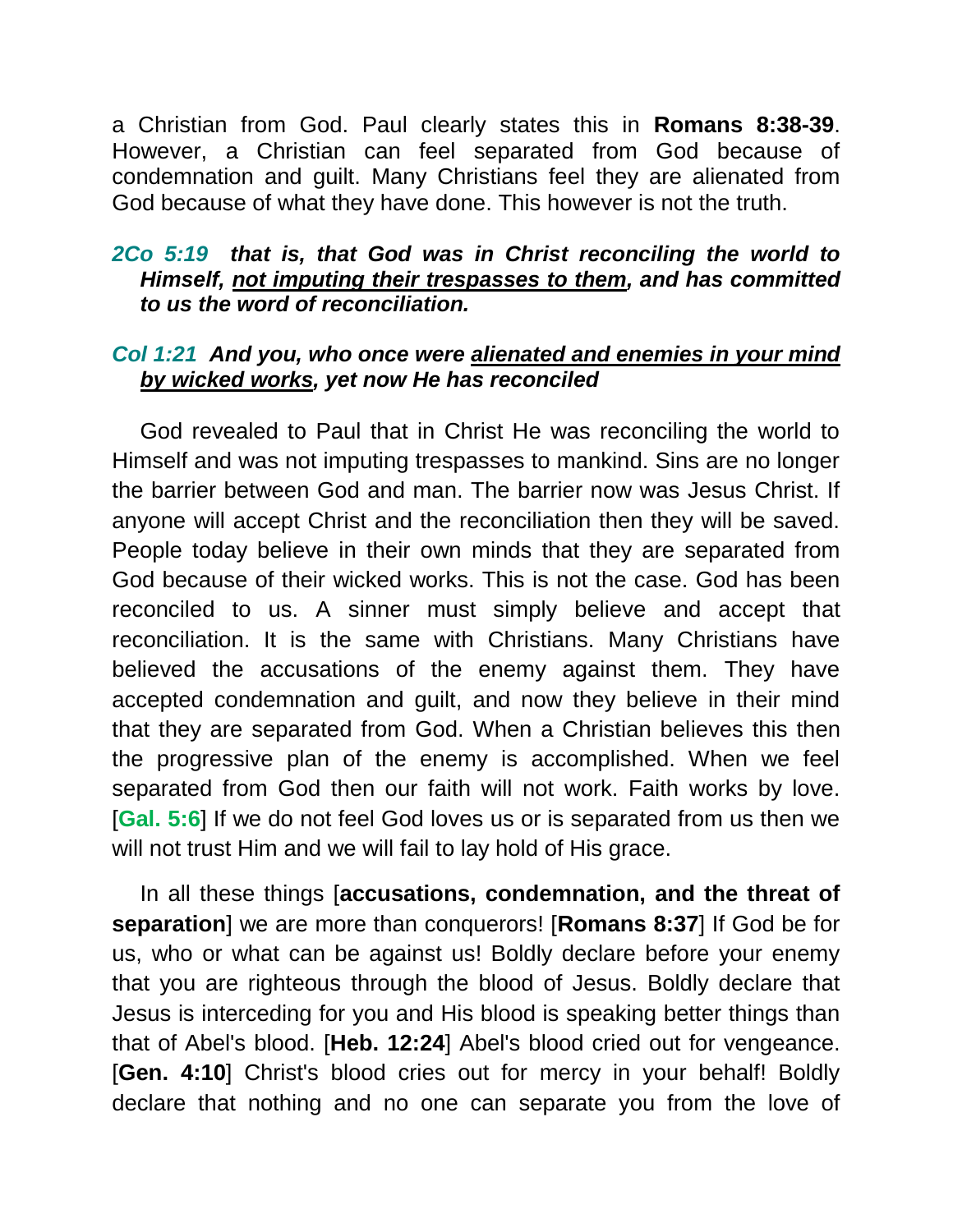a Christian from God. Paul clearly states this in **Romans 8:38-39**. However, a Christian can feel separated from God because of condemnation and guilt. Many Christians feel they are alienated from God because of what they have done. This however is not the truth.

***2Co 5:19*** ***that is, that God was in Christ reconciling the world to Himself, <u>not imputing their trespasses to them</u>, and has committed to us the word of reconciliation.***

***Col 1:21*** ***And you, who once were <u>alienated and enemies in your mind by wicked works</u>, yet now He has reconciled***

God revealed to Paul that in Christ He was reconciling the world to Himself and was not imputing trespasses to mankind. Sins are no longer the barrier between God and man. The barrier now was Jesus Christ. If anyone will accept Christ and the reconciliation then they will be saved. People today believe in their own minds that they are separated from God because of their wicked works. This is not the case. God has been reconciled to us. A sinner must simply believe and accept that reconciliation. It is the same with Christians. Many Christians have believed the accusations of the enemy against them. They have accepted condemnation and guilt, and now they believe in their mind that they are separated from God. When a Christian believes this then the progressive plan of the enemy is accomplished. When we feel separated from God then our faith will not work. Faith works by love. [**Gal. 5:6**] If we do not feel God loves us or is separated from us then we will not trust Him and we will fail to lay hold of His grace.

In all these things [**accusations, condemnation, and the threat of separation**] we are more than conquerors! [**Romans 8:37**] If God be for us, who or what can be against us! Boldly declare before your enemy that you are righteous through the blood of Jesus. Boldly declare that Jesus is interceding for you and His blood is speaking better things than that of Abel's blood. [**Heb. 12:24**] Abel's blood cried out for vengeance. [**Gen. 4:10**] Christ's blood cries out for mercy in your behalf! Boldly declare that nothing and no one can separate you from the love of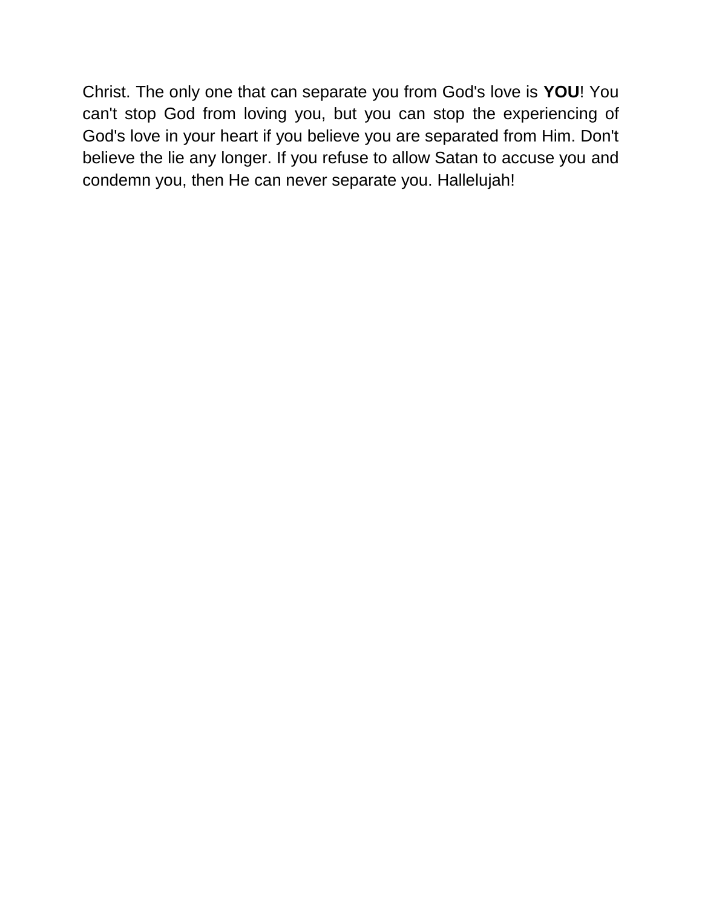Christ. The only one that can separate you from God's love is **YOU**! You can't stop God from loving you, but you can stop the experiencing of God's love in your heart if you believe you are separated from Him. Don't believe the lie any longer. If you refuse to allow Satan to accuse you and condemn you, then He can never separate you. Hallelujah!